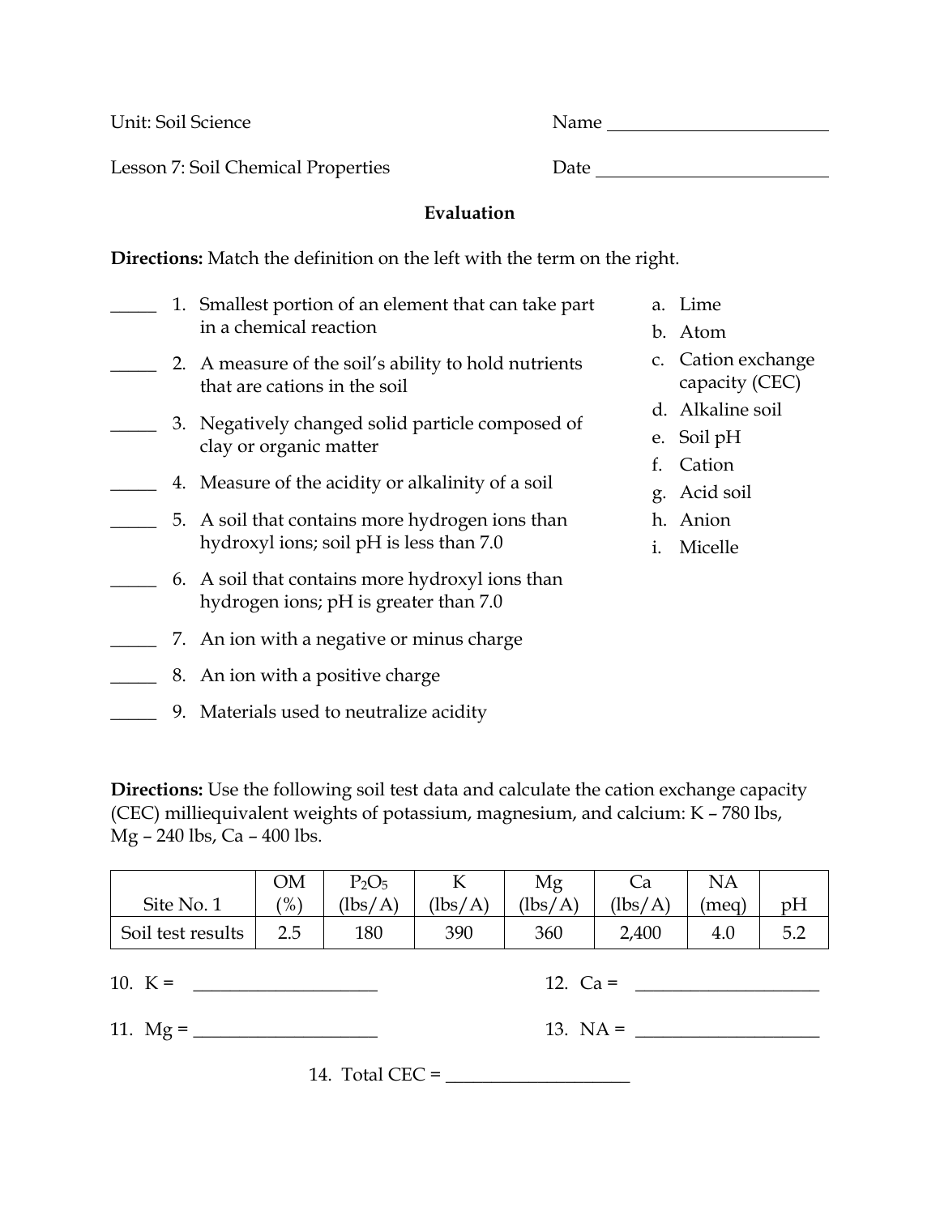Unit: Soil Science Name ________________________

Lesson 7: Soil Chemical Properties Date ________________________

**Evaluation**

**Directions:** Match the definition on the left with the term on the right.

_____ 1. Smallest portion of an element that can take part in a chemical reaction

_____ 2. A measure of the soil's ability to hold nutrients that are cations in the soil

_____ 3. Negatively changed solid particle composed of clay or organic matter

_____ 4. Measure of the acidity or alkalinity of a soil

_____ 5. A soil that contains more hydrogen ions than hydroxyl ions; soil pH is less than 7.0

_____ 6. A soil that contains more hydroxyl ions than hydrogen ions; pH is greater than 7.0

_____ 7. An ion with a negative or minus charge

_____ 8. An ion with a positive charge

_____ 9. Materials used to neutralize acidity

a. Lime
b. Atom
c. Cation exchange capacity (CEC)
d. Alkaline soil
e. Soil pH
f. Cation
g. Acid soil
h. Anion
i. Micelle

**Directions:** Use the following soil test data and calculate the cation exchange capacity (CEC) milliequivalent weights of potassium, magnesium, and calcium: K – 780 lbs, Mg – 240 lbs, Ca – 400 lbs.

| Site No. 1 | OM (%) | $P_2O_5$ (lbs/A) | K (lbs/A) | Mg (lbs/A) | Ca (lbs/A) | NA (meq) | pH |
|---|---|---|---|---|---|---|---|
| Soil test results | 2.5 | 180 | 390 | 360 | 2,400 | 4.0 | 5.2 |

10. K = ____________________

11. Mg = ____________________

12. Ca = ____________________

13. NA = ____________________

14. Total CEC = ____________________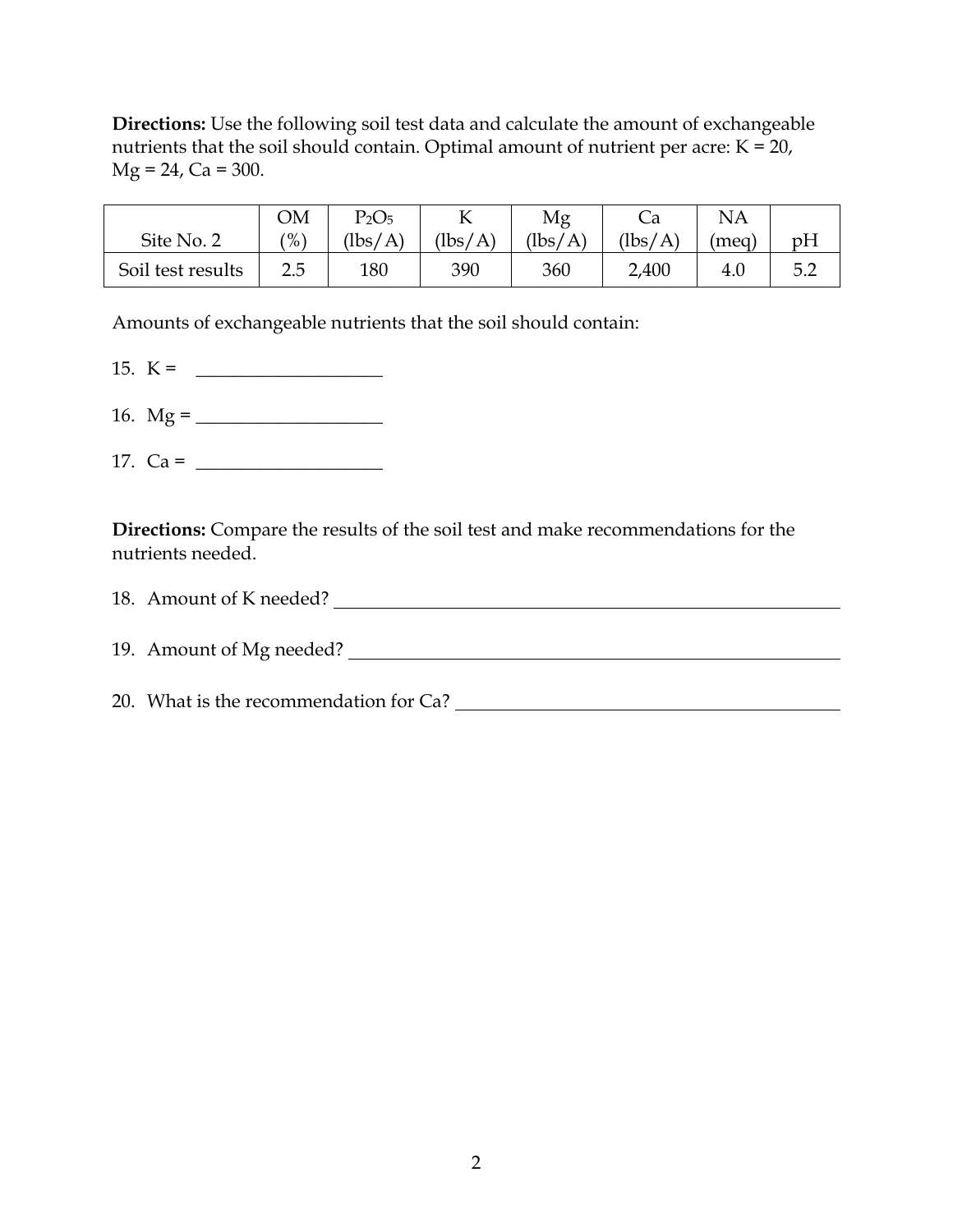**Directions:** Use the following soil test data and calculate the amount of exchangeable nutrients that the soil should contain. Optimal amount of nutrient per acre: K = 20, Mg = 24, Ca = 300.

| Site No. 2 | OM (%) | $P_2O_5$ (lbs/A) | K (lbs/A) | Mg (lbs/A) | Ca (lbs/A) | NA (meq) | pH |
|---|---|---|---|---|---|---|---|
| Soil test results | 2.5 | 180 | 390 | 360 | 2,400 | 4.0 | 5.2 |

Amounts of exchangeable nutrients that the soil should contain:

15. K = ____________________

16. Mg = ____________________

17. Ca = ____________________

**Directions:** Compare the results of the soil test and make recommendations for the nutrients needed.

18. Amount of K needed? ____________________

19. Amount of Mg needed? ____________________

20. What is the recommendation for Ca? ____________________